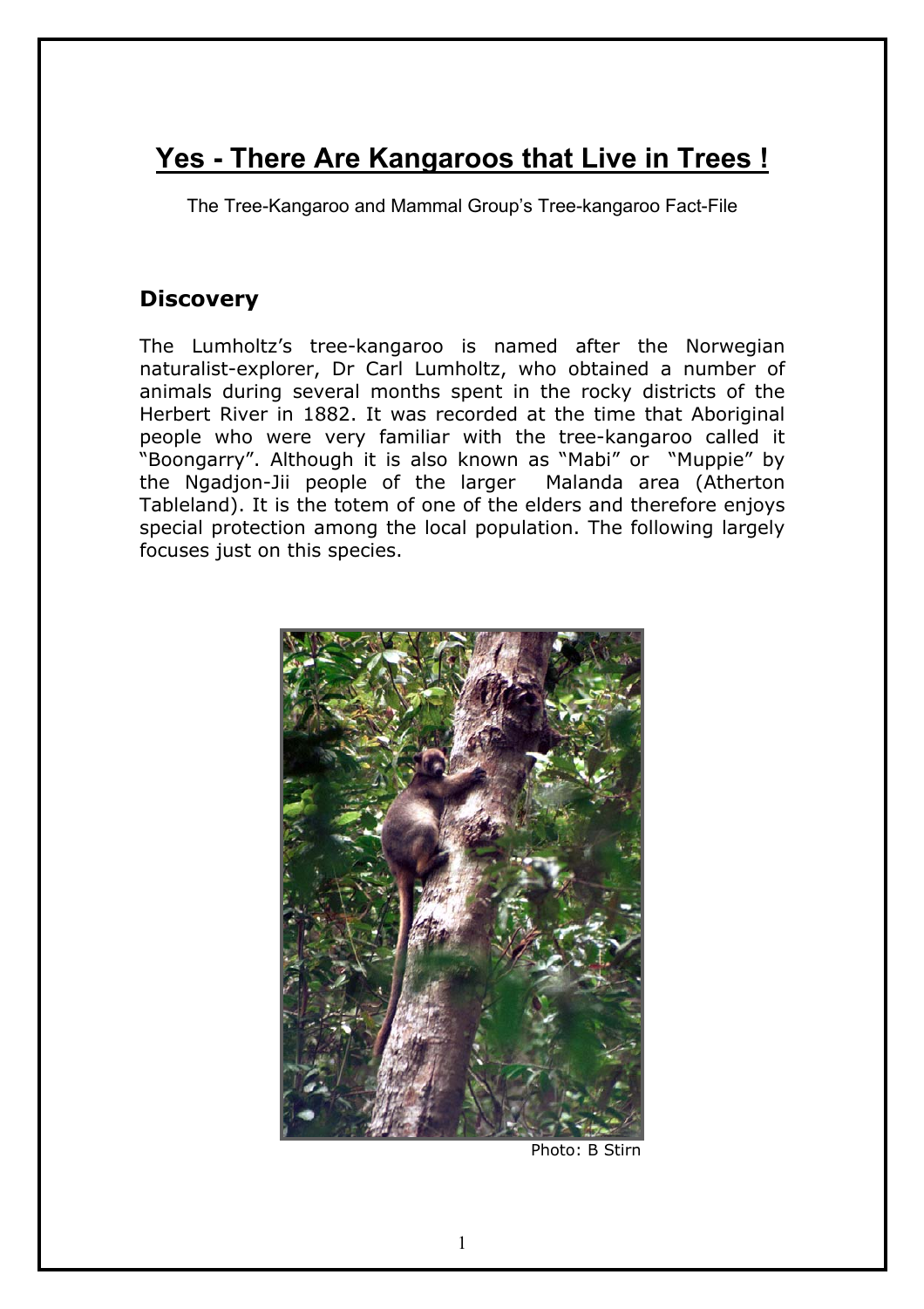# Yes - There Are Kangaroos that Live in Trees !

The Tree-Kangaroo and Mammal Group's Tree-kangaroo Fact-File

## Discovery

The Lumholtz's tree-kangaroo is named after the Norwegian naturalist-explorer, Dr Carl Lumholtz, who obtained a number of animals during several months spent in the rocky districts of the Herbert River in 1882. It was recorded at the time that Aboriginal people who were very familiar with the tree-kangaroo called it "Boongarry". Although it is also known as "Mabi" or "Muppie" by the Ngadjon-Jii people of the larger Malanda area (Atherton Tableland). It is the totem of one of the elders and therefore enjoys special protection among the local population. The following largely focuses just on this species.

Photo: B Stirn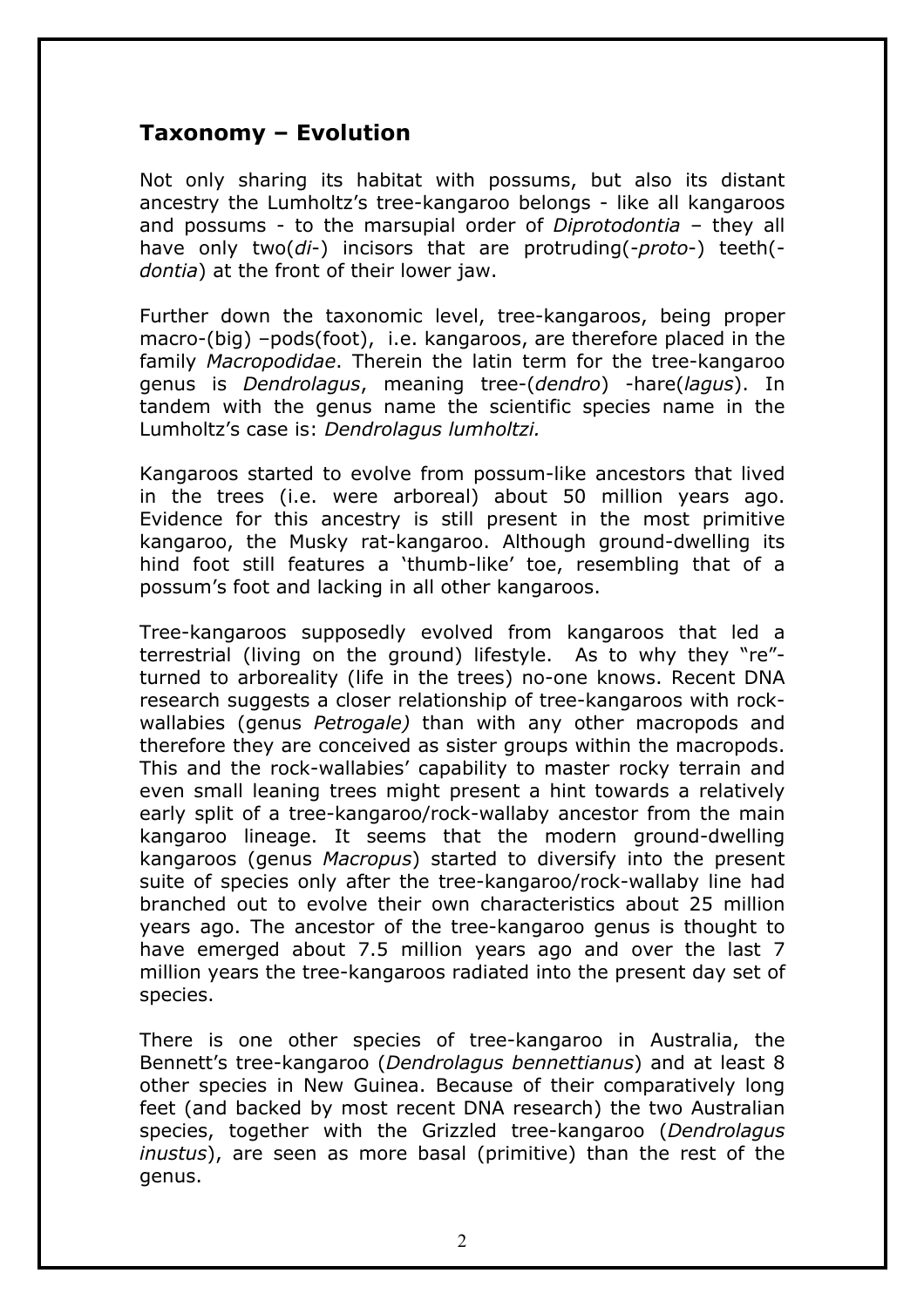## Taxonomy – Evolution

Not only sharing its habitat with possums, but also its distant ancestry the Lumholtz's tree-kangaroo belongs - like all kangaroos and possums - to the marsupial order of *Diprotodontia* – they all have only two(*di*-) incisors that are protruding(-*proto*-) teeth(-*dontia*) at the front of their lower jaw.

Further down the taxonomic level, tree-kangaroos, being proper macro-(big) –pods(foot), i.e. kangaroos, are therefore placed in the family *Macropodidae*. Therein the latin term for the tree-kangaroo genus is *Dendrolagus*, meaning tree-(*dendro*) -hare(*lagus*). In tandem with the genus name the scientific species name in the Lumholtz's case is: *Dendrolagus lumholtzi.*

Kangaroos started to evolve from possum-like ancestors that lived in the trees (i.e. were arboreal) about 50 million years ago. Evidence for this ancestry is still present in the most primitive kangaroo, the Musky rat-kangaroo. Although ground-dwelling its hind foot still features a 'thumb-like' toe, resembling that of a possum's foot and lacking in all other kangaroos.

Tree-kangaroos supposedly evolved from kangaroos that led a terrestrial (living on the ground) lifestyle. As to why they "re"-turned to arboreality (life in the trees) no-one knows. Recent DNA research suggests a closer relationship of tree-kangaroos with rock-wallabies (genus *Petrogale)* than with any other macropods and therefore they are conceived as sister groups within the macropods. This and the rock-wallabies' capability to master rocky terrain and even small leaning trees might present a hint towards a relatively early split of a tree-kangaroo/rock-wallaby ancestor from the main kangaroo lineage. It seems that the modern ground-dwelling kangaroos (genus *Macropus*) started to diversify into the present suite of species only after the tree-kangaroo/rock-wallaby line had branched out to evolve their own characteristics about 25 million years ago. The ancestor of the tree-kangaroo genus is thought to have emerged about 7.5 million years ago and over the last 7 million years the tree-kangaroos radiated into the present day set of species.

There is one other species of tree-kangaroo in Australia, the Bennett's tree-kangaroo (*Dendrolagus bennettianus*) and at least 8 other species in New Guinea. Because of their comparatively long feet (and backed by most recent DNA research) the two Australian species, together with the Grizzled tree-kangaroo (*Dendrolagus inustus*), are seen as more basal (primitive) than the rest of the genus.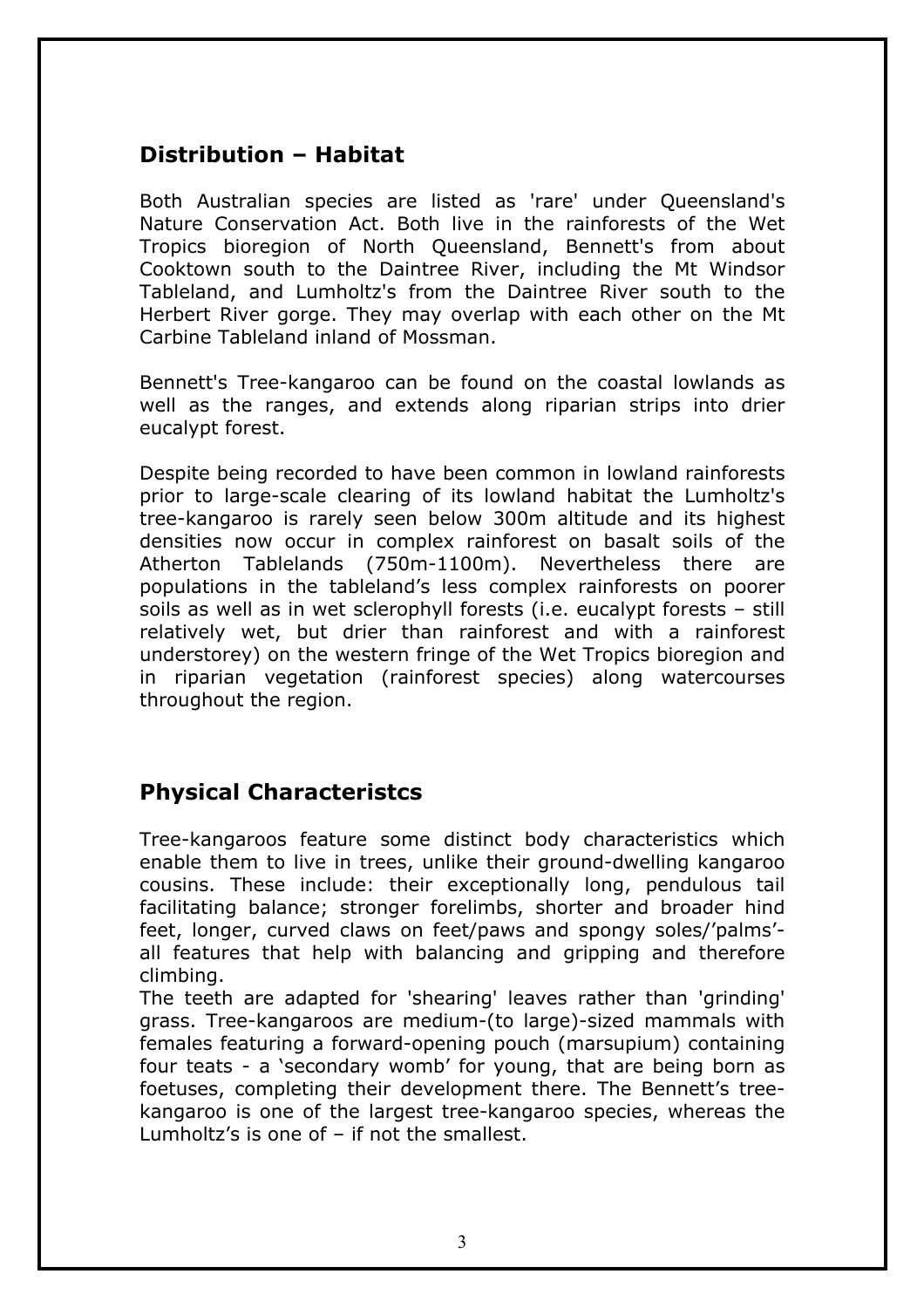## Distribution – Habitat

Both Australian species are listed as 'rare' under Queensland's Nature Conservation Act. Both live in the rainforests of the Wet Tropics bioregion of North Queensland, Bennett's from about Cooktown south to the Daintree River, including the Mt Windsor Tableland, and Lumholtz's from the Daintree River south to the Herbert River gorge. They may overlap with each other on the Mt Carbine Tableland inland of Mossman.

Bennett's Tree-kangaroo can be found on the coastal lowlands as well as the ranges, and extends along riparian strips into drier eucalypt forest.

Despite being recorded to have been common in lowland rainforests prior to large-scale clearing of its lowland habitat the Lumholtz's tree-kangaroo is rarely seen below 300m altitude and its highest densities now occur in complex rainforest on basalt soils of the Atherton Tablelands (750m-1100m). Nevertheless there are populations in the tableland's less complex rainforests on poorer soils as well as in wet sclerophyll forests (i.e. eucalypt forests – still relatively wet, but drier than rainforest and with a rainforest understorey) on the western fringe of the Wet Tropics bioregion and in riparian vegetation (rainforest species) along watercourses throughout the region.

## Physical Characteristcs

Tree-kangaroos feature some distinct body characteristics which enable them to live in trees, unlike their ground-dwelling kangaroo cousins. These include: their exceptionally long, pendulous tail facilitating balance; stronger forelimbs, shorter and broader hind feet, longer, curved claws on feet/paws and spongy soles/'palms'- all features that help with balancing and gripping and therefore climbing.

The teeth are adapted for 'shearing' leaves rather than 'grinding' grass. Tree-kangaroos are medium-(to large)-sized mammals with females featuring a forward-opening pouch (marsupium) containing four teats - a 'secondary womb' for young, that are being born as foetuses, completing their development there. The Bennett's tree-kangaroo is one of the largest tree-kangaroo species, whereas the Lumholtz's is one of – if not the smallest.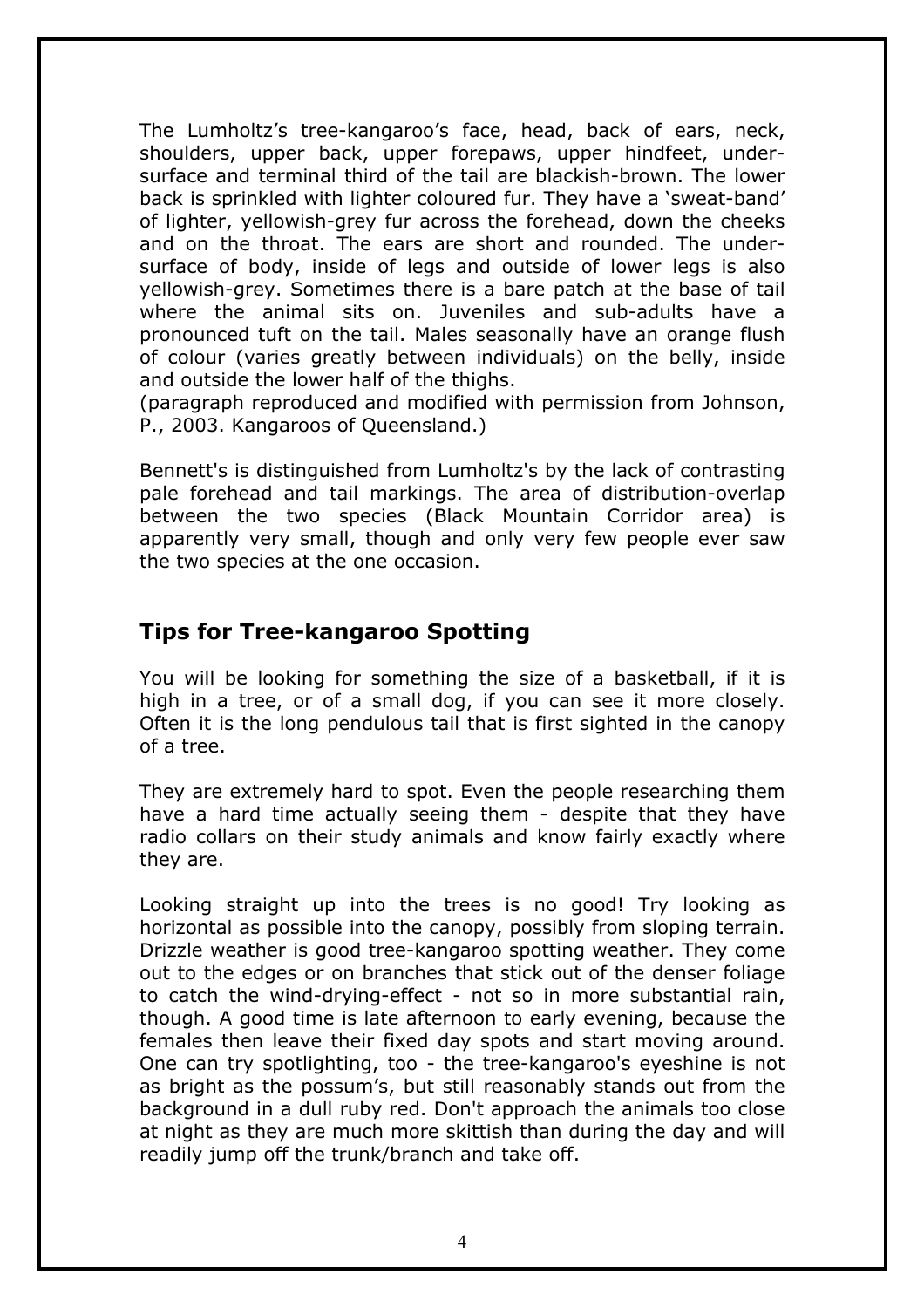The Lumholtz's tree-kangaroo's face, head, back of ears, neck, shoulders, upper back, upper forepaws, upper hindfeet, under-surface and terminal third of the tail are blackish-brown. The lower back is sprinkled with lighter coloured fur. They have a 'sweat-band' of lighter, yellowish-grey fur across the forehead, down the cheeks and on the throat. The ears are short and rounded. The under-surface of body, inside of legs and outside of lower legs is also yellowish-grey. Sometimes there is a bare patch at the base of tail where the animal sits on. Juveniles and sub-adults have a pronounced tuft on the tail. Males seasonally have an orange flush of colour (varies greatly between individuals) on the belly, inside and outside the lower half of the thighs.
(paragraph reproduced and modified with permission from Johnson, P., 2003. Kangaroos of Queensland.)

Bennett's is distinguished from Lumholtz's by the lack of contrasting pale forehead and tail markings. The area of distribution-overlap between the two species (Black Mountain Corridor area) is apparently very small, though and only very few people ever saw the two species at the one occasion.

## Tips for Tree-kangaroo Spotting

You will be looking for something the size of a basketball, if it is high in a tree, or of a small dog, if you can see it more closely. Often it is the long pendulous tail that is first sighted in the canopy of a tree.

They are extremely hard to spot. Even the people researching them have a hard time actually seeing them - despite that they have radio collars on their study animals and know fairly exactly where they are.

Looking straight up into the trees is no good! Try looking as horizontal as possible into the canopy, possibly from sloping terrain. Drizzle weather is good tree-kangaroo spotting weather. They come out to the edges or on branches that stick out of the denser foliage to catch the wind-drying-effect - not so in more substantial rain, though. A good time is late afternoon to early evening, because the females then leave their fixed day spots and start moving around. One can try spotlighting, too - the tree-kangaroo's eyeshine is not as bright as the possum's, but still reasonably stands out from the background in a dull ruby red. Don't approach the animals too close at night as they are much more skittish than during the day and will readily jump off the trunk/branch and take off.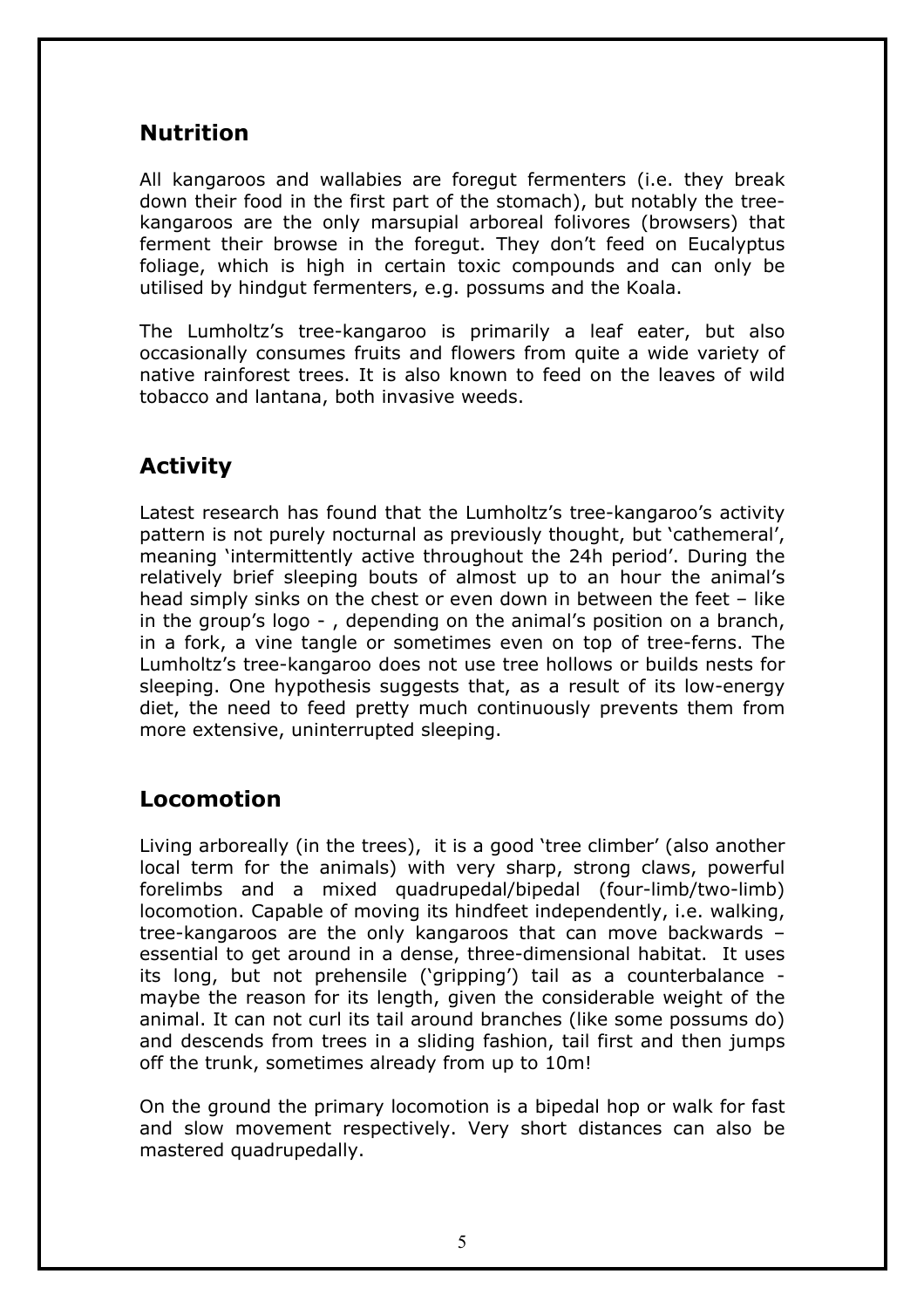## Nutrition

All kangaroos and wallabies are foregut fermenters (i.e. they break down their food in the first part of the stomach), but notably the tree-kangaroos are the only marsupial arboreal folivores (browsers) that ferment their browse in the foregut. They don't feed on Eucalyptus foliage, which is high in certain toxic compounds and can only be utilised by hindgut fermenters, e.g. possums and the Koala.

The Lumholtz's tree-kangaroo is primarily a leaf eater, but also occasionally consumes fruits and flowers from quite a wide variety of native rainforest trees. It is also known to feed on the leaves of wild tobacco and lantana, both invasive weeds.

## Activity

Latest research has found that the Lumholtz's tree-kangaroo's activity pattern is not purely nocturnal as previously thought, but 'cathemeral', meaning 'intermittently active throughout the 24h period'. During the relatively brief sleeping bouts of almost up to an hour the animal's head simply sinks on the chest or even down in between the feet – like in the group's logo - , depending on the animal's position on a branch, in a fork, a vine tangle or sometimes even on top of tree-ferns. The Lumholtz's tree-kangaroo does not use tree hollows or builds nests for sleeping. One hypothesis suggests that, as a result of its low-energy diet, the need to feed pretty much continuously prevents them from more extensive, uninterrupted sleeping.

## Locomotion

Living arboreally (in the trees), it is a good 'tree climber' (also another local term for the animals) with very sharp, strong claws, powerful forelimbs and a mixed quadrupedal/bipedal (four-limb/two-limb) locomotion. Capable of moving its hindfeet independently, i.e. walking, tree-kangaroos are the only kangaroos that can move backwards – essential to get around in a dense, three-dimensional habitat. It uses its long, but not prehensile ('gripping') tail as a counterbalance - maybe the reason for its length, given the considerable weight of the animal. It can not curl its tail around branches (like some possums do) and descends from trees in a sliding fashion, tail first and then jumps off the trunk, sometimes already from up to 10m!

On the ground the primary locomotion is a bipedal hop or walk for fast and slow movement respectively. Very short distances can also be mastered quadrupedally.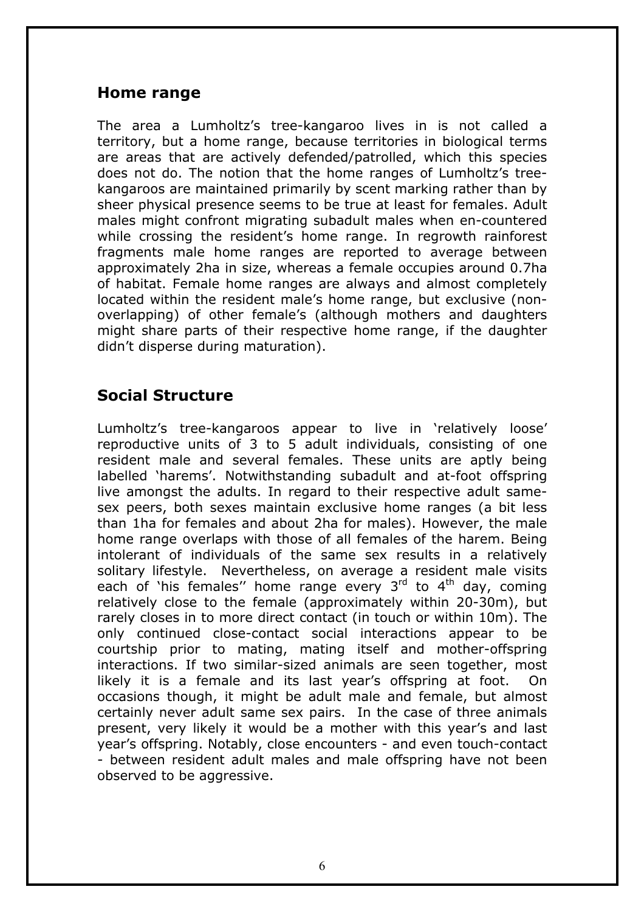## Home range

The area a Lumholtz's tree-kangaroo lives in is not called a territory, but a home range, because territories in biological terms are areas that are actively defended/patrolled, which this species does not do. The notion that the home ranges of Lumholtz's tree-kangaroos are maintained primarily by scent marking rather than by sheer physical presence seems to be true at least for females. Adult males might confront migrating subadult males when en-countered while crossing the resident's home range. In regrowth rainforest fragments male home ranges are reported to average between approximately 2ha in size, whereas a female occupies around 0.7ha of habitat. Female home ranges are always and almost completely located within the resident male's home range, but exclusive (non-overlapping) of other female's (although mothers and daughters might share parts of their respective home range, if the daughter didn't disperse during maturation).

## Social Structure

Lumholtz's tree-kangaroos appear to live in 'relatively loose' reproductive units of 3 to 5 adult individuals, consisting of one resident male and several females. These units are aptly being labelled 'harems'. Notwithstanding subadult and at-foot offspring live amongst the adults. In regard to their respective adult same-sex peers, both sexes maintain exclusive home ranges (a bit less than 1ha for females and about 2ha for males). However, the male home range overlaps with those of all females of the harem. Being intolerant of individuals of the same sex results in a relatively solitary lifestyle. Nevertheless, on average a resident male visits each of 'his females'' home range every 3rd to 4th day, coming relatively close to the female (approximately within 20-30m), but rarely closes in to more direct contact (in touch or within 10m). The only continued close-contact social interactions appear to be courtship prior to mating, mating itself and mother-offspring interactions. If two similar-sized animals are seen together, most likely it is a female and its last year's offspring at foot. On occasions though, it might be adult male and female, but almost certainly never adult same sex pairs. In the case of three animals present, very likely it would be a mother with this year's and last year's offspring. Notably, close encounters - and even touch-contact - between resident adult males and male offspring have not been observed to be aggressive.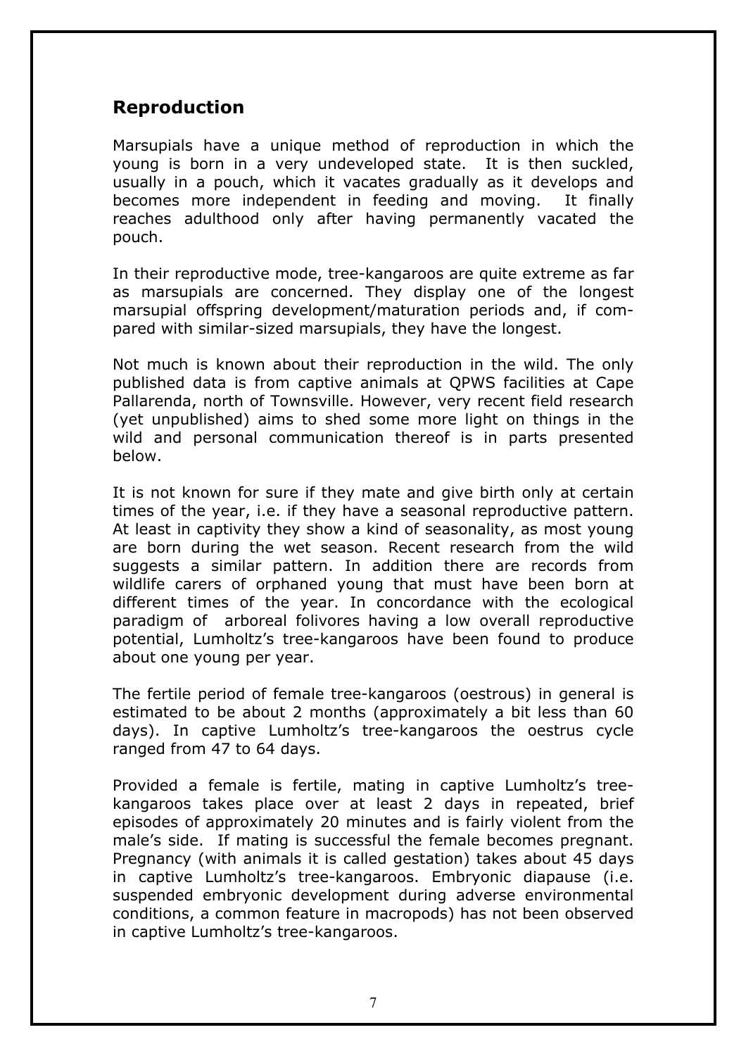## Reproduction

Marsupials have a unique method of reproduction in which the young is born in a very undeveloped state. It is then suckled, usually in a pouch, which it vacates gradually as it develops and becomes more independent in feeding and moving. It finally reaches adulthood only after having permanently vacated the pouch.

In their reproductive mode, tree-kangaroos are quite extreme as far as marsupials are concerned. They display one of the longest marsupial offspring development/maturation periods and, if compared with similar-sized marsupials, they have the longest.

Not much is known about their reproduction in the wild. The only published data is from captive animals at QPWS facilities at Cape Pallarenda, north of Townsville. However, very recent field research (yet unpublished) aims to shed some more light on things in the wild and personal communication thereof is in parts presented below.

It is not known for sure if they mate and give birth only at certain times of the year, i.e. if they have a seasonal reproductive pattern. At least in captivity they show a kind of seasonality, as most young are born during the wet season. Recent research from the wild suggests a similar pattern. In addition there are records from wildlife carers of orphaned young that must have been born at different times of the year. In concordance with the ecological paradigm of arboreal folivores having a low overall reproductive potential, Lumholtz's tree-kangaroos have been found to produce about one young per year.

The fertile period of female tree-kangaroos (oestrous) in general is estimated to be about 2 months (approximately a bit less than 60 days). In captive Lumholtz's tree-kangaroos the oestrus cycle ranged from 47 to 64 days.

Provided a female is fertile, mating in captive Lumholtz's tree-kangaroos takes place over at least 2 days in repeated, brief episodes of approximately 20 minutes and is fairly violent from the male's side. If mating is successful the female becomes pregnant. Pregnancy (with animals it is called gestation) takes about 45 days in captive Lumholtz's tree-kangaroos. Embryonic diapause (i.e. suspended embryonic development during adverse environmental conditions, a common feature in macropods) has not been observed in captive Lumholtz's tree-kangaroos.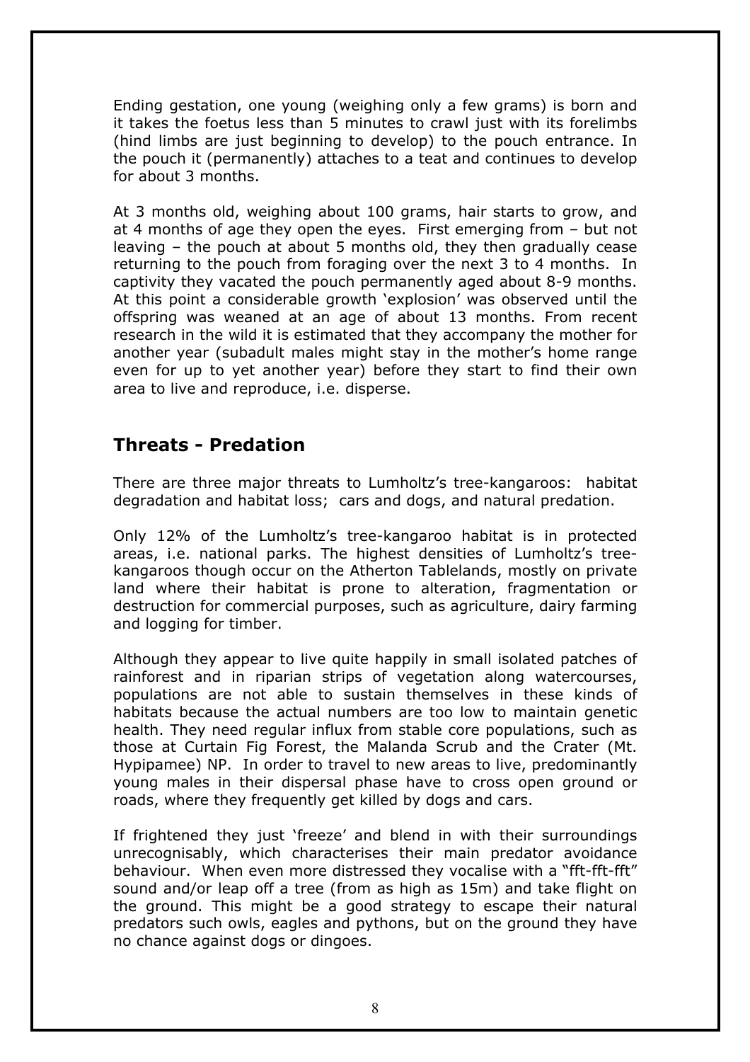Ending gestation, one young (weighing only a few grams) is born and it takes the foetus less than 5 minutes to crawl just with its forelimbs (hind limbs are just beginning to develop) to the pouch entrance. In the pouch it (permanently) attaches to a teat and continues to develop for about 3 months.

At 3 months old, weighing about 100 grams, hair starts to grow, and at 4 months of age they open the eyes. First emerging from – but not leaving – the pouch at about 5 months old, they then gradually cease returning to the pouch from foraging over the next 3 to 4 months. In captivity they vacated the pouch permanently aged about 8-9 months. At this point a considerable growth 'explosion' was observed until the offspring was weaned at an age of about 13 months. From recent research in the wild it is estimated that they accompany the mother for another year (subadult males might stay in the mother's home range even for up to yet another year) before they start to find their own area to live and reproduce, i.e. disperse.

## Threats - Predation

There are three major threats to Lumholtz's tree-kangaroos: habitat degradation and habitat loss; cars and dogs, and natural predation.

Only 12% of the Lumholtz's tree-kangaroo habitat is in protected areas, i.e. national parks. The highest densities of Lumholtz's tree-kangaroos though occur on the Atherton Tablelands, mostly on private land where their habitat is prone to alteration, fragmentation or destruction for commercial purposes, such as agriculture, dairy farming and logging for timber.

Although they appear to live quite happily in small isolated patches of rainforest and in riparian strips of vegetation along watercourses, populations are not able to sustain themselves in these kinds of habitats because the actual numbers are too low to maintain genetic health. They need regular influx from stable core populations, such as those at Curtain Fig Forest, the Malanda Scrub and the Crater (Mt. Hypipamee) NP. In order to travel to new areas to live, predominantly young males in their dispersal phase have to cross open ground or roads, where they frequently get killed by dogs and cars.

If frightened they just 'freeze' and blend in with their surroundings unrecognisably, which characterises their main predator avoidance behaviour. When even more distressed they vocalise with a "fft-fft-fft" sound and/or leap off a tree (from as high as 15m) and take flight on the ground. This might be a good strategy to escape their natural predators such owls, eagles and pythons, but on the ground they have no chance against dogs or dingoes.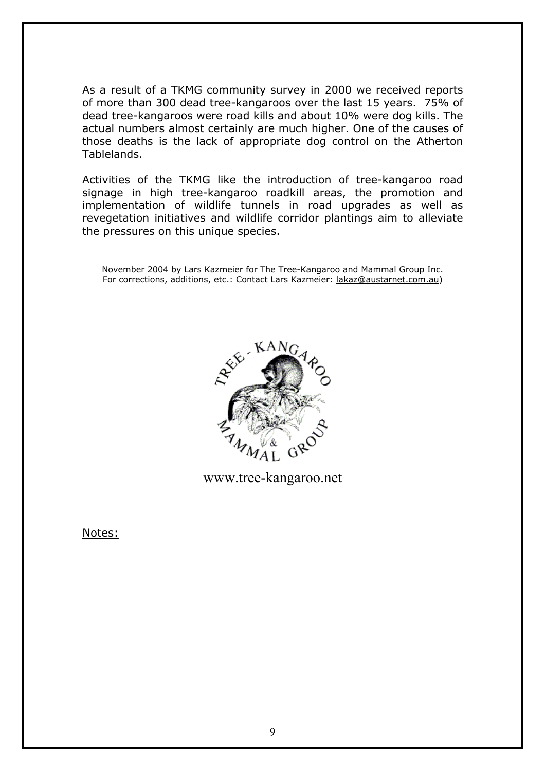As a result of a TKMG community survey in 2000 we received reports of more than 300 dead tree-kangaroos over the last 15 years. 75% of dead tree-kangaroos were road kills and about 10% were dog kills. The actual numbers almost certainly are much higher. One of the causes of those deaths is the lack of appropriate dog control on the Atherton Tablelands.

Activities of the TKMG like the introduction of tree-kangaroo road signage in high tree-kangaroo roadkill areas, the promotion and implementation of wildlife tunnels in road upgrades as well as revegetation initiatives and wildlife corridor plantings aim to alleviate the pressures on this unique species.

November 2004 by Lars Kazmeier for The Tree-Kangaroo and Mammal Group Inc.
For corrections, additions, etc.: Contact Lars Kazmeier: lakaz@austarnet.com.au)

TREE-KANGAROO & MAMMAL GROUP

www.tree-kangaroo.net

Notes: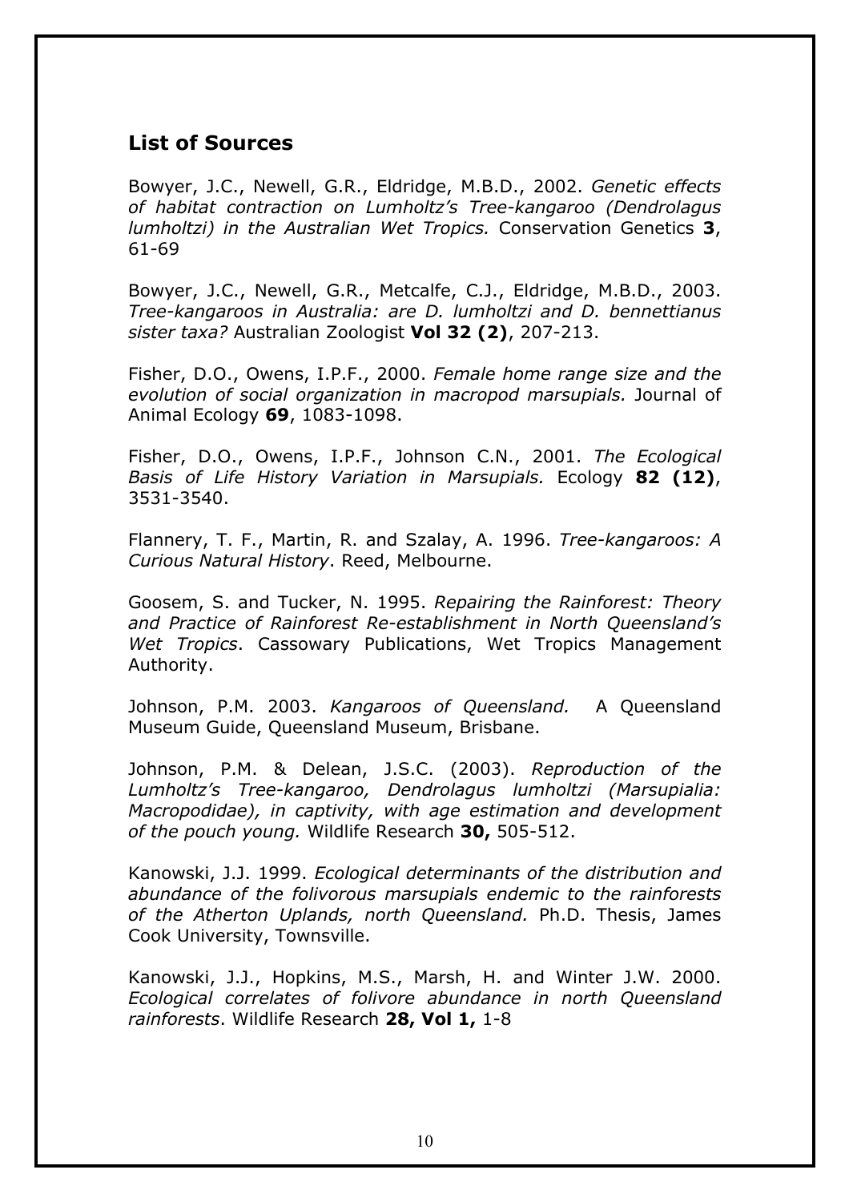## List of Sources

Bowyer, J.C., Newell, G.R., Eldridge, M.B.D., 2002. *Genetic effects of habitat contraction on Lumholtz's Tree-kangaroo (Dendrolagus lumholtzi) in the Australian Wet Tropics.* Conservation Genetics **3**, 61-69

Bowyer, J.C., Newell, G.R., Metcalfe, C.J., Eldridge, M.B.D., 2003. *Tree-kangaroos in Australia: are D. lumholtzi and D. bennettianus sister taxa?* Australian Zoologist **Vol 32 (2)**, 207-213.

Fisher, D.O., Owens, I.P.F., 2000. *Female home range size and the evolution of social organization in macropod marsupials.* Journal of Animal Ecology **69**, 1083-1098.

Fisher, D.O., Owens, I.P.F., Johnson C.N., 2001. *The Ecological Basis of Life History Variation in Marsupials.* Ecology **82 (12)**, 3531-3540.

Flannery, T. F., Martin, R. and Szalay, A. 1996. *Tree-kangaroos: A Curious Natural History*. Reed, Melbourne.

Goosem, S. and Tucker, N. 1995. *Repairing the Rainforest: Theory and Practice of Rainforest Re-establishment in North Queensland's Wet Tropics*. Cassowary Publications, Wet Tropics Management Authority.

Johnson, P.M. 2003. *Kangaroos of Queensland.* A Queensland Museum Guide, Queensland Museum, Brisbane.

Johnson, P.M. & Delean, J.S.C. (2003). *Reproduction of the Lumholtz's Tree-kangaroo, Dendrolagus lumholtzi (Marsupialia: Macropodidae), in captivity, with age estimation and development of the pouch young.* Wildlife Research **30,** 505-512.

Kanowski, J.J. 1999. *Ecological determinants of the distribution and abundance of the folivorous marsupials endemic to the rainforests of the Atherton Uplands, north Queensland.* Ph.D. Thesis, James Cook University, Townsville.

Kanowski, J.J., Hopkins, M.S., Marsh, H. and Winter J.W. 2000. *Ecological correlates of folivore abundance in north Queensland rainforests*. Wildlife Research **28, Vol 1,** 1-8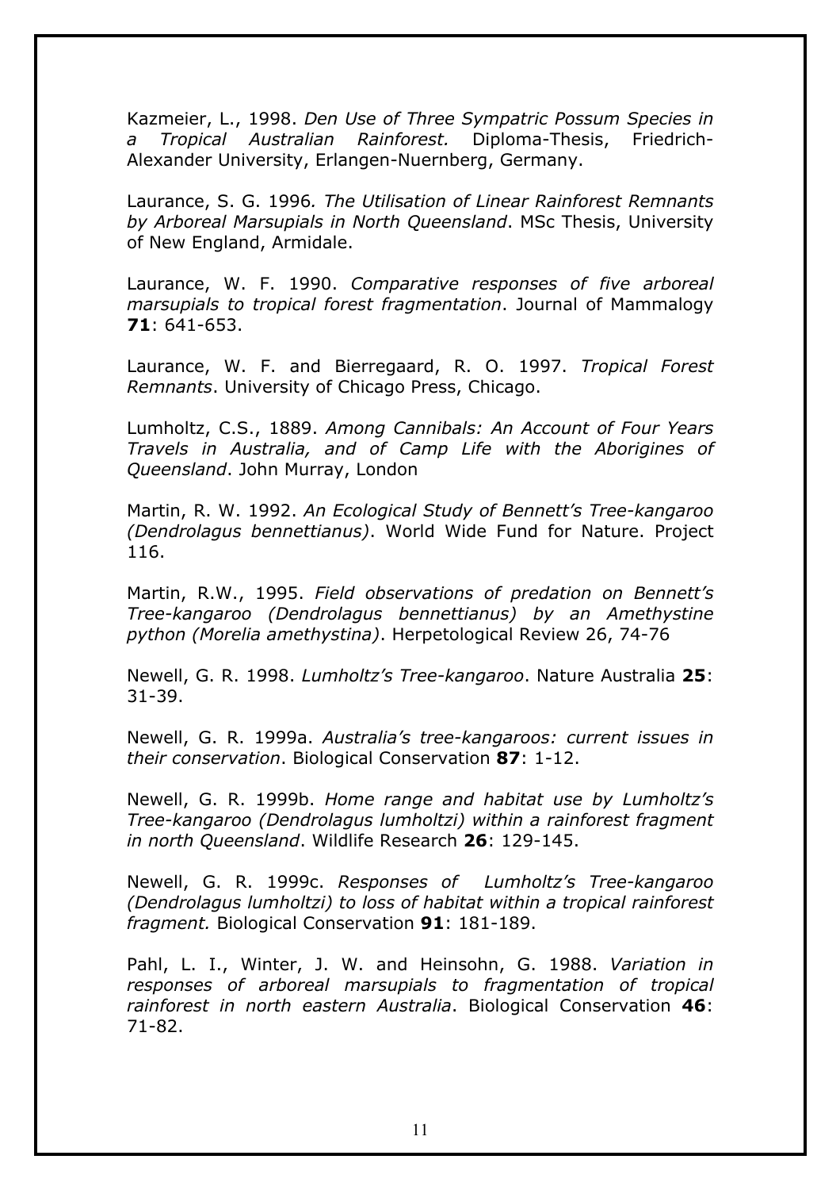Kazmeier, L., 1998. *Den Use of Three Sympatric Possum Species in a Tropical Australian Rainforest.* Diploma-Thesis, Friedrich-Alexander University, Erlangen-Nuernberg, Germany.

Laurance, S. G. 1996*. The Utilisation of Linear Rainforest Remnants by Arboreal Marsupials in North Queensland*. MSc Thesis, University of New England, Armidale.

Laurance, W. F. 1990. *Comparative responses of five arboreal marsupials to tropical forest fragmentation*. Journal of Mammalogy **71**: 641-653.

Laurance, W. F. and Bierregaard, R. O. 1997. *Tropical Forest Remnants*. University of Chicago Press, Chicago.

Lumholtz, C.S., 1889. *Among Cannibals: An Account of Four Years Travels in Australia, and of Camp Life with the Aborigines of Queensland*. John Murray, London

Martin, R. W. 1992. *An Ecological Study of Bennett's Tree-kangaroo (Dendrolagus bennettianus)*. World Wide Fund for Nature. Project 116.

Martin, R.W., 1995. *Field observations of predation on Bennett's Tree-kangaroo (Dendrolagus bennettianus) by an Amethystine python (Morelia amethystina)*. Herpetological Review 26, 74-76

Newell, G. R. 1998. *Lumholtz's Tree-kangaroo*. Nature Australia **25**: 31-39.

Newell, G. R. 1999a. *Australia's tree-kangaroos: current issues in their conservation*. Biological Conservation **87**: 1-12.

Newell, G. R. 1999b. *Home range and habitat use by Lumholtz's Tree-kangaroo (Dendrolagus lumholtzi) within a rainforest fragment in north Queensland*. Wildlife Research **26**: 129-145.

Newell, G. R. 1999c. *Responses of Lumholtz's Tree-kangaroo (Dendrolagus lumholtzi) to loss of habitat within a tropical rainforest fragment.* Biological Conservation **91**: 181-189.

Pahl, L. I., Winter, J. W. and Heinsohn, G. 1988. *Variation in responses of arboreal marsupials to fragmentation of tropical rainforest in north eastern Australia*. Biological Conservation **46**: 71-82.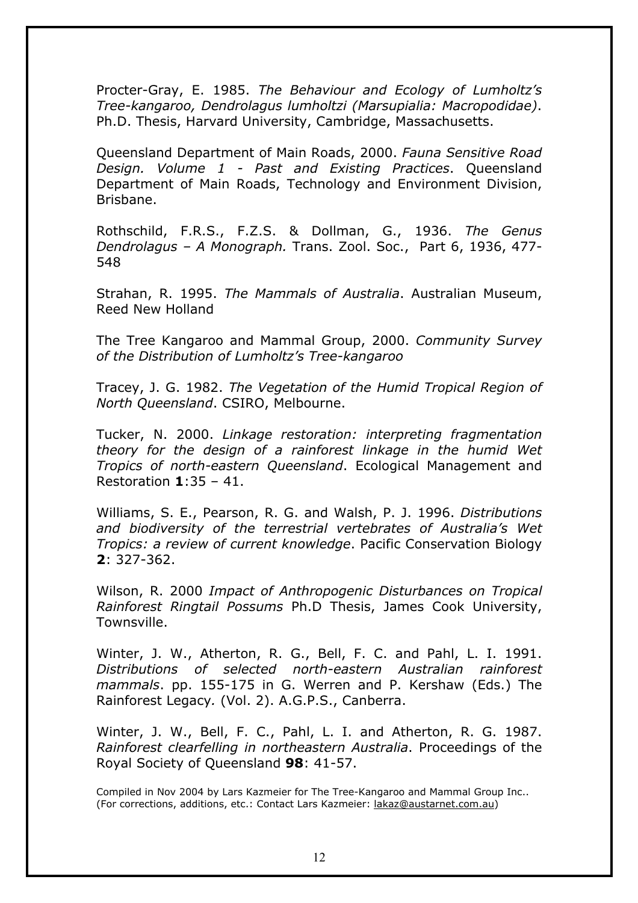Procter-Gray, E. 1985. *The Behaviour and Ecology of Lumholtz's Tree-kangaroo, Dendrolagus lumholtzi (Marsupialia: Macropodidae)*. Ph.D. Thesis, Harvard University, Cambridge, Massachusetts.

Queensland Department of Main Roads, 2000. *Fauna Sensitive Road Design. Volume 1 - Past and Existing Practices*. Queensland Department of Main Roads, Technology and Environment Division, Brisbane.

Rothschild, F.R.S., F.Z.S. & Dollman, G., 1936. *The Genus Dendrolagus – A Monograph.* Trans. Zool. Soc., Part 6, 1936, 477-548

Strahan, R. 1995. *The Mammals of Australia*. Australian Museum, Reed New Holland

The Tree Kangaroo and Mammal Group, 2000. *Community Survey of the Distribution of Lumholtz's Tree-kangaroo*

Tracey, J. G. 1982. *The Vegetation of the Humid Tropical Region of North Queensland*. CSIRO, Melbourne.

Tucker, N. 2000. *Linkage restoration: interpreting fragmentation theory for the design of a rainforest linkage in the humid Wet Tropics of north-eastern Queensland*. Ecological Management and Restoration **1**:35 – 41.

Williams, S. E., Pearson, R. G. and Walsh, P. J. 1996. *Distributions and biodiversity of the terrestrial vertebrates of Australia's Wet Tropics: a review of current knowledge*. Pacific Conservation Biology **2**: 327-362.

Wilson, R. 2000 *Impact of Anthropogenic Disturbances on Tropical Rainforest Ringtail Possums* Ph.D Thesis, James Cook University, Townsville.

Winter, J. W., Atherton, R. G., Bell, F. C. and Pahl, L. I. 1991. *Distributions of selected north-eastern Australian rainforest mammals*. pp. 155-175 in G. Werren and P. Kershaw (Eds.) The Rainforest Legacy*.* (Vol. 2). A.G.P.S., Canberra.

Winter, J. W., Bell, F. C., Pahl, L. I. and Atherton, R. G. 1987. *Rainforest clearfelling in northeastern Australia*. Proceedings of the Royal Society of Queensland **98**: 41-57.

Compiled in Nov 2004 by Lars Kazmeier for The Tree-Kangaroo and Mammal Group Inc..
(For corrections, additions, etc.: Contact Lars Kazmeier: lakaz@austarnet.com.au)